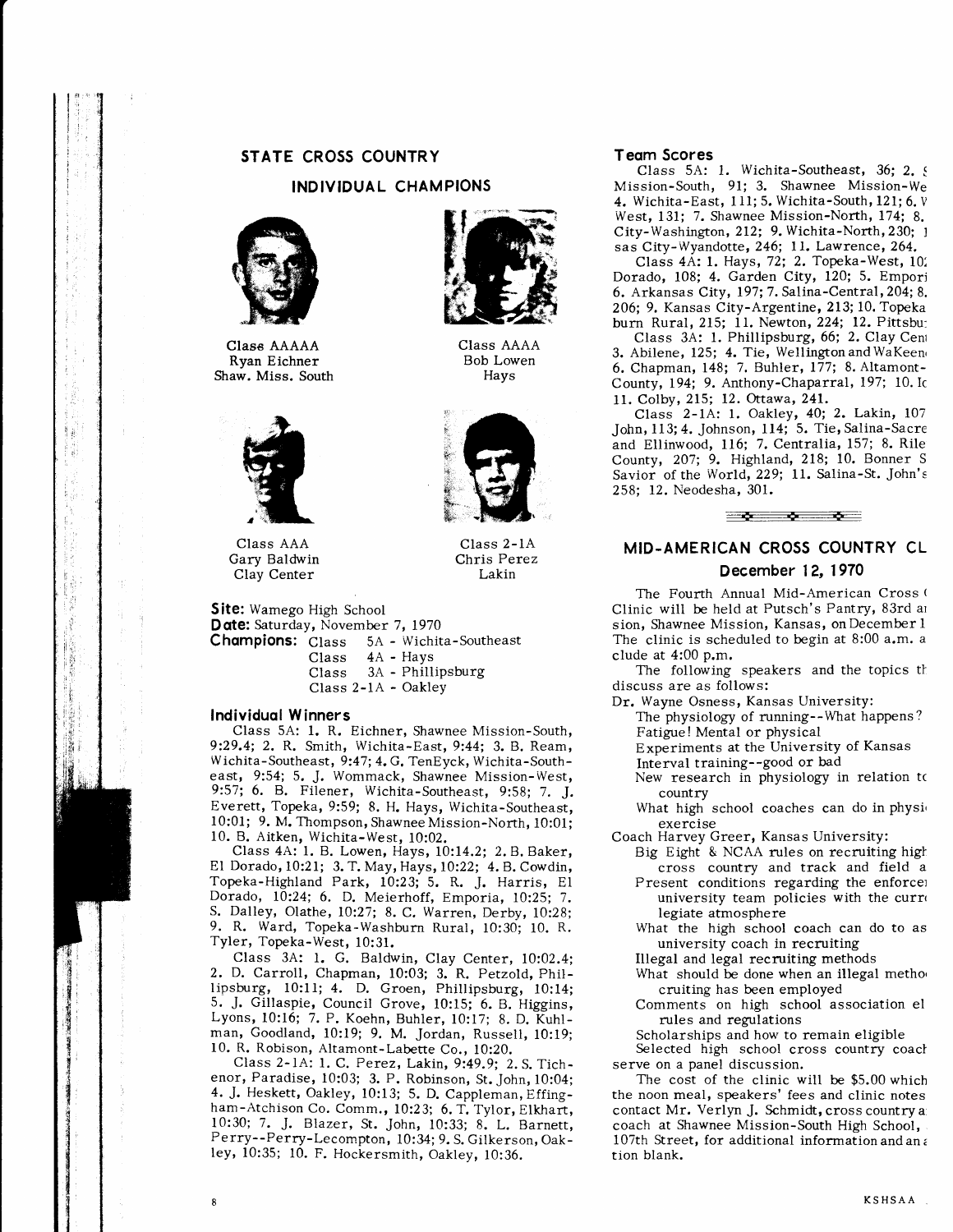## STATE CROSS COUNTRY

### INDIVIDUAL CHAMPIONS

Class AAAAA
Ryan Eichner
Shaw. Miss. South

Class AAAA
Bob Lowen
Hays

Class AAA
Gary Baldwin
Clay Center

Class 2-1A
Chris Perez
Lakin

**Site:** Wamego High School
**Date:** Saturday, November 7, 1970
**Champions:** Class 5A - Wichita-Southeast
Class 4A - Hays
Class 3A - Phillipsburg
Class 2-1A - Oakley

### Individual Winners

Class 5A: 1. R. Eichner, Shawnee Mission-South, 9:29.4; 2. R. Smith, Wichita-East, 9:44; 3. B. Ream, Wichita-Southeast, 9:47; 4. G. TenEyck, Wichita-Southeast, 9:54; 5. J. Wommack, Shawnee Mission-West, 9:57; 6. B. Filener, Wichita-Southeast, 9:58; 7. J. Everett, Topeka, 9:59; 8. H. Hays, Wichita-Southeast, 10:01; 9. M. Thompson, Shawnee Mission-North, 10:01; 10. B. Aitken, Wichita-West, 10:02.

Class 4A: 1. B. Lowen, Hays, 10:14.2; 2. B. Baker, El Dorado, 10:21; 3. T. May, Hays, 10:22; 4. B. Cowdin, Topeka-Highland Park, 10:23; 5. R. J. Harris, El Dorado, 10:24; 6. D. Meierhoff, Emporia, 10:25; 7. S. Dalley, Olathe, 10:27; 8. C. Warren, Derby, 10:28; 9. R. Ward, Topeka-Washburn Rural, 10:30; 10. R. Tyler, Topeka-West, 10:31.

Class 3A: 1. G. Baldwin, Clay Center, 10:02.4; 2. D. Carroll, Chapman, 10:03; 3. R. Petzold, Phillipsburg, 10:11; 4. D. Groen, Phillipsburg, 10:14; 5. J. Gillaspie, Council Grove, 10:15; 6. B. Higgins, Lyons, 10:16; 7. P. Koehn, Buhler, 10:17; 8. D. Kuhlman, Goodland, 10:19; 9. M. Jordan, Russell, 10:19; 10. R. Robison, Altamont-Labette Co., 10:20.

Class 2-1A: 1. C. Perez, Lakin, 9:49.9; 2. S. Tichenor, Paradise, 10:03; 3. P. Robinson, St. John, 10:04; 4. J. Heskett, Oakley, 10:13; 5. D. Cappleman, Effingham-Atchison Co. Comm., 10:23; 6. T. Tylor, Elkhart, 10:30; 7. J. Blazer, St. John, 10:33; 8. L. Barnett, Perry--Perry-Lecompton, 10:34; 9. S. Gilkerson, Oakley, 10:35; 10. F. Hockersmith, Oakley, 10:36.

### Team Scores

Class 5A: 1. Wichita-Southeast, 36; 2. S Mission-South, 91; 3. Shawnee Mission-We 4. Wichita-East, 111; 5. Wichita-South, 121; 6. V West, 131; 7. Shawnee Mission-North, 174; 8. City-Washington, 212; 9. Wichita-North, 230; 1 sas City-Wyandotte, 246; 11. Lawrence, 264.

Class 4A: 1. Hays, 72; 2. Topeka-West, 10 Dorado, 108; 4. Garden City, 120; 5. Empori 6. Arkansas City, 197; 7. Salina-Central, 204; 8. 206; 9. Kansas City-Argentine, 213; 10. Topeka burn Rural, 215; 11. Newton, 224; 12. Pittsbu

Class 3A: 1. Phillipsburg, 66; 2. Clay Cent 3. Abilene, 125; 4. Tie, Wellington and WaKeen 6. Chapman, 148; 7. Buhler, 177; 8. Altamont- County, 194; 9. Anthony-Chaparral, 197; 10. Ic 11. Colby, 215; 12. Ottawa, 241.

Class 2-1A: 1. Oakley, 40; 2. Lakin, 107 John, 113; 4. Johnson, 114; 5. Tie, Salina-Sacre and Ellinwood, 116; 7. Centralia, 157; 8. Rile County, 207; 9. Highland, 218; 10. Bonner S Savior of the World, 229; 11. Salina-St. John's 258; 12. Neodesha, 301.

## MID-AMERICAN CROSS COUNTRY CL

### December 12, 1970

The Fourth Annual Mid-American Cross ( Clinic will be held at Putsch's Pantry, 83rd a sion, Shawnee Mission, Kansas, on December 1 The clinic is scheduled to begin at 8:00 a.m. a clude at 4:00 p.m.

The following speakers and the topics th discuss are as follows:

Dr. Wayne Osness, Kansas University:
- The physiology of running--What happens?
- Fatigue! Mental or physical
- Experiments at the University of Kansas
- Interval training--good or bad
- New research in physiology in relation to country
- What high school coaches can do in physi exercise

Coach Harvey Greer, Kansas University:
- Big Eight & NCAA rules on recruiting high cross country and track and field a
- Present conditions regarding the enforcem university team policies with the curr legiate atmosphere
- What the high school coach can do to as university coach in recruiting
- Illegal and legal recruiting methods
- What should be done when an illegal metho cruiting has been employed
- Comments on high school association el rules and regulations
- Scholarships and how to remain eligible

Selected high school cross country coach serve on a panel discussion.

The cost of the clinic will be $5.00 which the noon meal, speakers' fees and clinic notes contact Mr. Verlyn J. Schmidt, cross country a coach at Shawnee Mission-South High School, 107th Street, for additional information and an a tion blank.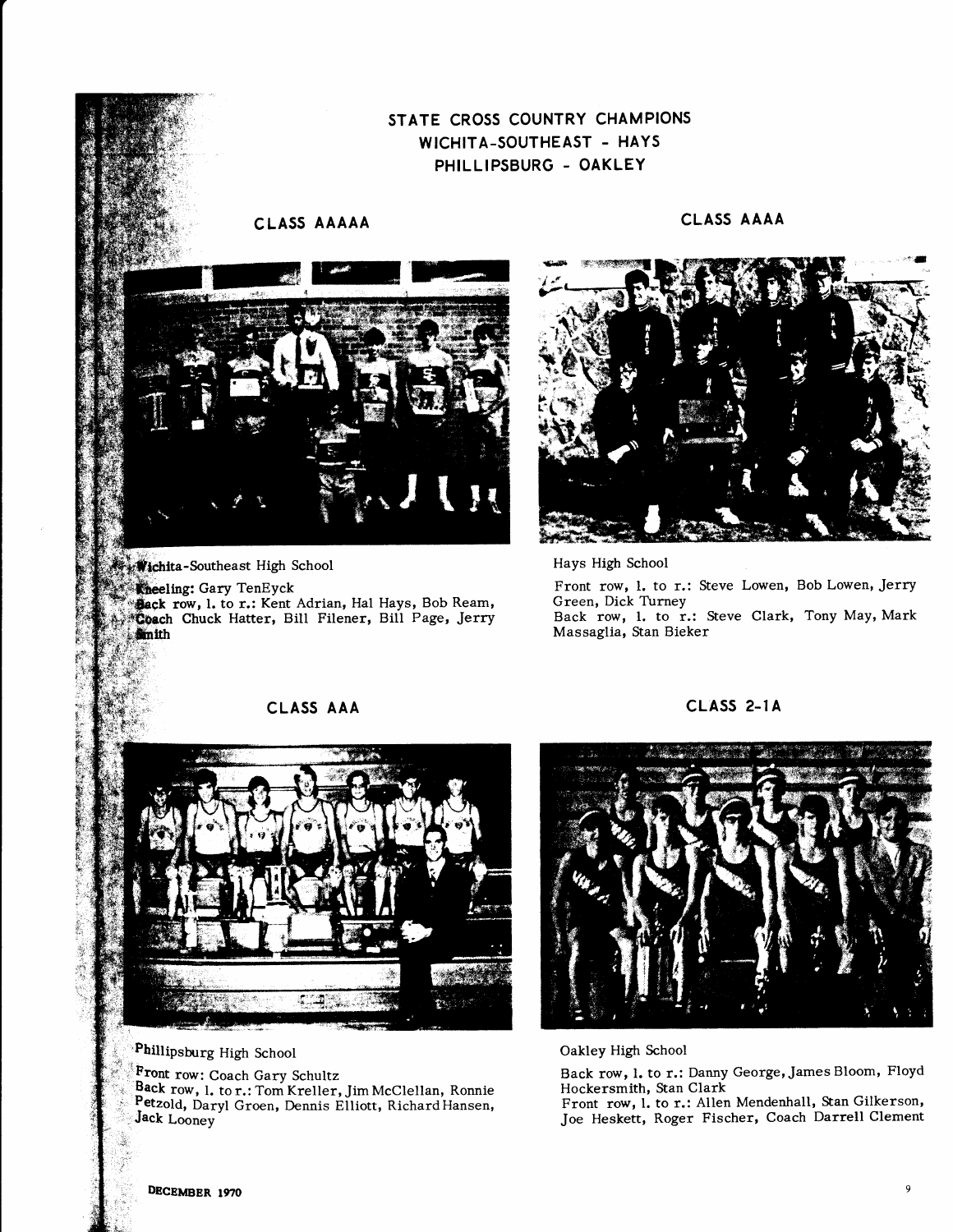# STATE CROSS COUNTRY CHAMPIONS
## WICHITA-SOUTHEAST - HAYS
## PHILLIPSBURG - OAKLEY

### CLASS AAAAA

Wichita-Southeast High School

Kneeling: Gary TenEyck
Back row, l. to r.: Kent Adrian, Hal Hays, Bob Ream, Coach Chuck Hatter, Bill Filener, Bill Page, Jerry Smith

### CLASS AAAA

Hays High School

Front row, l. to r.: Steve Lowen, Bob Lowen, Jerry Green, Dick Turney
Back row, l. to r.: Steve Clark, Tony May, Mark Massaglia, Stan Bieker

### CLASS AAA

Phillipsburg High School

Front row: Coach Gary Schultz
Back row, l. to r.: Tom Kreller, Jim McClellan, Ronnie Petzold, Daryl Groen, Dennis Elliott, Richard Hansen, Jack Looney

### CLASS 2-1A

Oakley High School

Back row, l. to r.: Danny George, James Bloom, Floyd Hockersmith, Stan Clark
Front row, l. to r.: Allen Mendenhall, Stan Gilkerson, Joe Heskett, Roger Fischer, Coach Darrell Clement

DECEMBER 1970